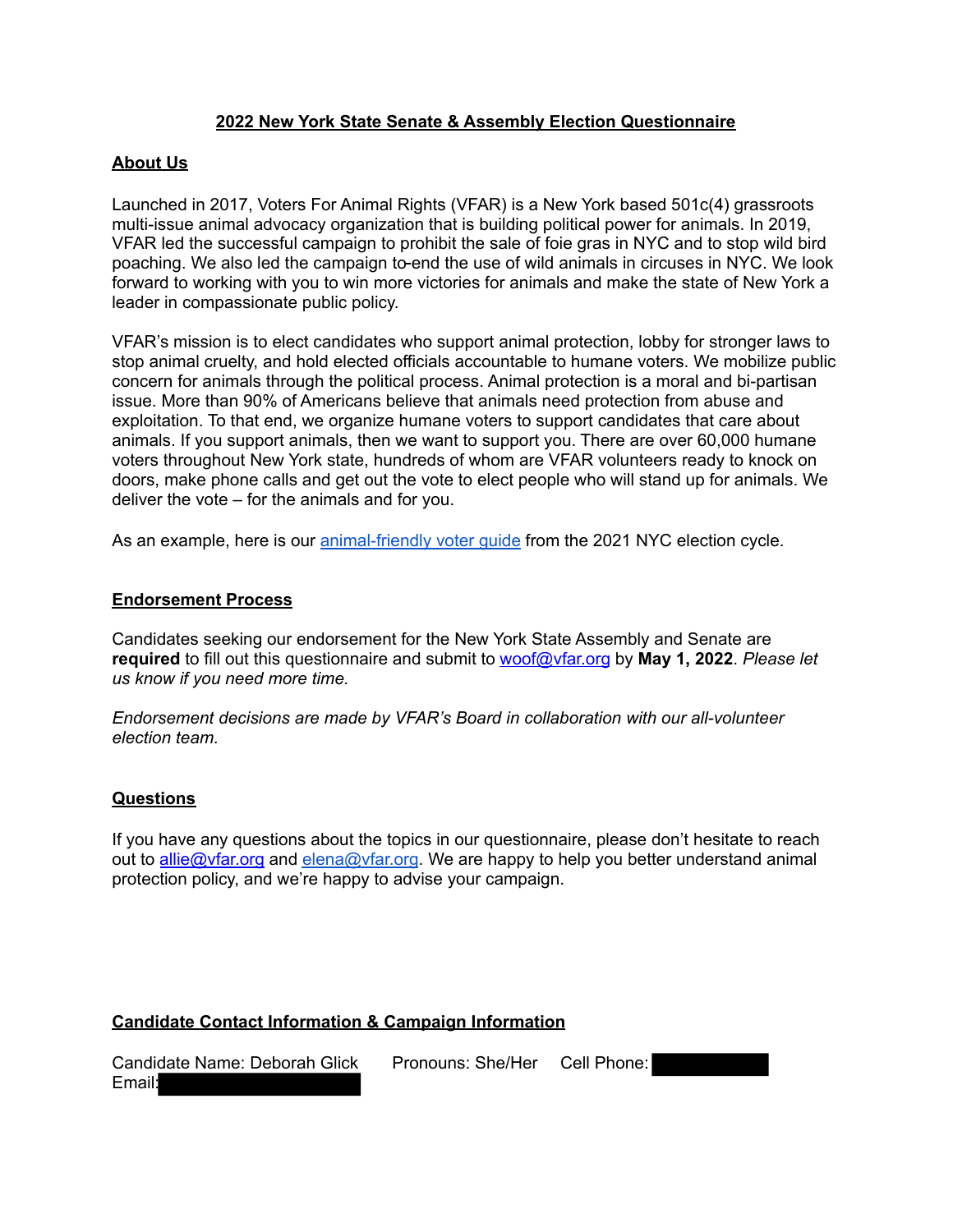## 2022 New York State Senate & Assembly Election Questionnaire

### About Us

Launched in 2017, Voters For Animal Rights (VFAR) is a New York based 501c(4) grassroots multi-issue animal advocacy organization that is building political power for animals. In 2019, VFAR led the successful campaign to prohibit the sale of foie gras in NYC and to stop wild bird poaching. We also led the campaign to end the use of wild animals in circuses in NYC. We look forward to working with you to win more victories for animals and make the state of New York a leader in compassionate public policy.

VFAR's mission is to elect candidates who support animal protection, lobby for stronger laws to stop animal cruelty, and hold elected officials accountable to humane voters. We mobilize public concern for animals through the political process. Animal protection is a moral and bi-partisan issue. More than 90% of Americans believe that animals need protection from abuse and exploitation. To that end, we organize humane voters to support candidates that care about animals. If you support animals, then we want to support you. There are over 60,000 humane voters throughout New York state, hundreds of whom are VFAR volunteers ready to knock on doors, make phone calls and get out the vote to elect people who will stand up for animals. We deliver the vote – for the animals and for you.

As an example, here is our animal-friendly voter guide from the 2021 NYC election cycle.

### Endorsement Process

Candidates seeking our endorsement for the New York State Assembly and Senate are **required** to fill out this questionnaire and submit to woof@vfar.org by **May 1, 2022**. *Please let us know if you need more time.*

*Endorsement decisions are made by VFAR's Board in collaboration with our all-volunteer election team.*

### Questions

If you have any questions about the topics in our questionnaire, please don't hesitate to reach out to allie@vfar.org and elena@vfar.org. We are happy to help you better understand animal protection policy, and we're happy to advise your campaign.

### Candidate Contact Information & Campaign Information

Candidate Name: Deborah Glick    Pronouns: She/Her    Cell Phone: [redacted]
Email: [redacted]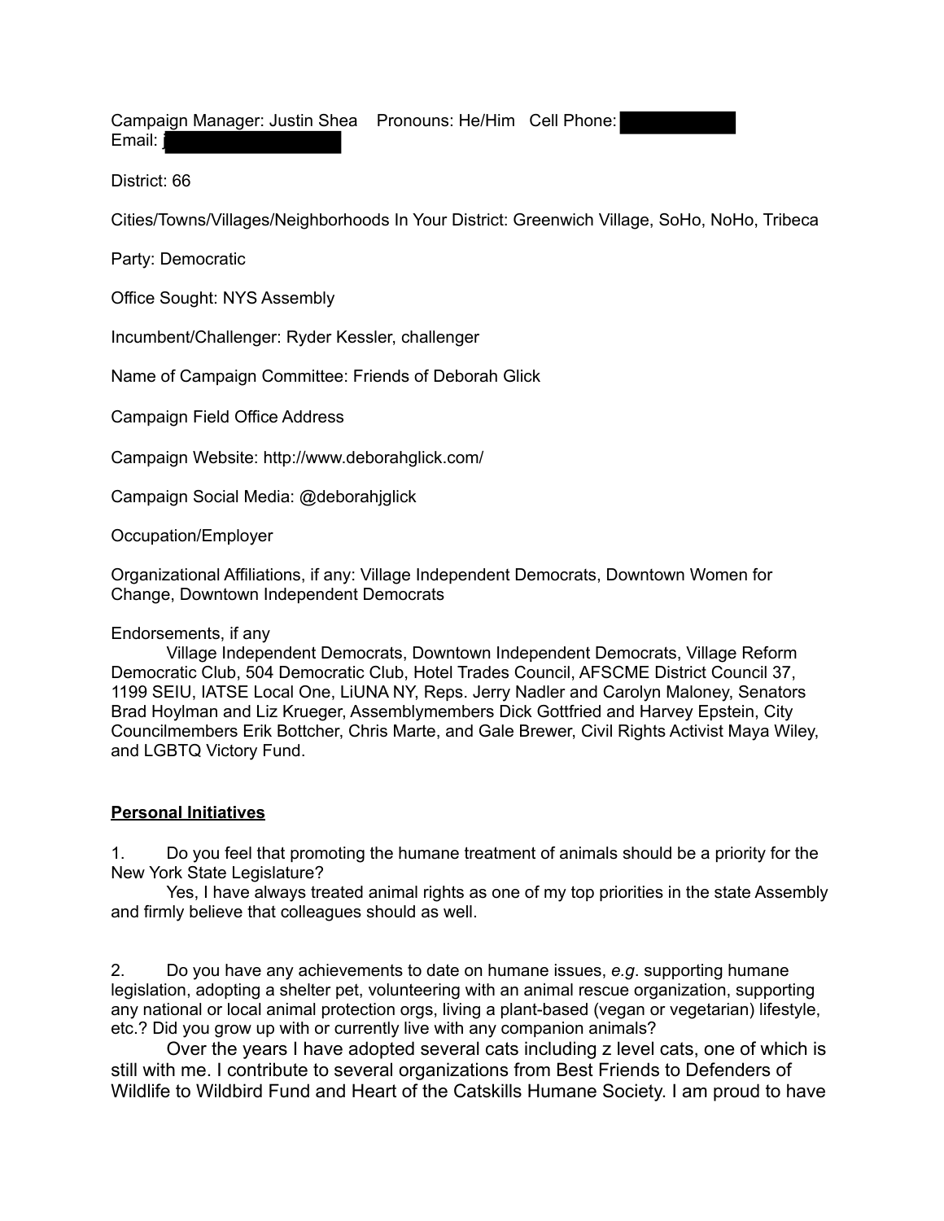Campaign Manager: Justin Shea  Pronouns: He/Him  Cell Phone: ██████████
Email: j██████████████

District: 66

Cities/Towns/Villages/Neighborhoods In Your District: Greenwich Village, SoHo, NoHo, Tribeca

Party: Democratic

Office Sought: NYS Assembly

Incumbent/Challenger: Ryder Kessler, challenger

Name of Campaign Committee: Friends of Deborah Glick

Campaign Field Office Address

Campaign Website: http://www.deborahglick.com/

Campaign Social Media: @deborahjglick

Occupation/Employer

Organizational Affiliations, if any: Village Independent Democrats, Downtown Women for Change, Downtown Independent Democrats

Endorsements, if any

Village Independent Democrats, Downtown Independent Democrats, Village Reform Democratic Club, 504 Democratic Club, Hotel Trades Council, AFSCME District Council 37, 1199 SEIU, IATSE Local One, LiUNA NY, Reps. Jerry Nadler and Carolyn Maloney, Senators Brad Hoylman and Liz Krueger, Assemblymembers Dick Gottfried and Harvey Epstein, City Councilmembers Erik Bottcher, Chris Marte, and Gale Brewer, Civil Rights Activist Maya Wiley, and LGBTQ Victory Fund.

## **Personal Initiatives**

1. Do you feel that promoting the humane treatment of animals should be a priority for the New York State Legislature?

Yes, I have always treated animal rights as one of my top priorities in the state Assembly and firmly believe that colleagues should as well.

2. Do you have any achievements to date on humane issues, *e.g.* supporting humane legislation, adopting a shelter pet, volunteering with an animal rescue organization, supporting any national or local animal protection orgs, living a plant-based (vegan or vegetarian) lifestyle, etc.? Did you grow up with or currently live with any companion animals?

Over the years I have adopted several cats including z level cats, one of which is still with me. I contribute to several organizations from Best Friends to Defenders of Wildlife to Wildbird Fund and Heart of the Catskills Humane Society. I am proud to have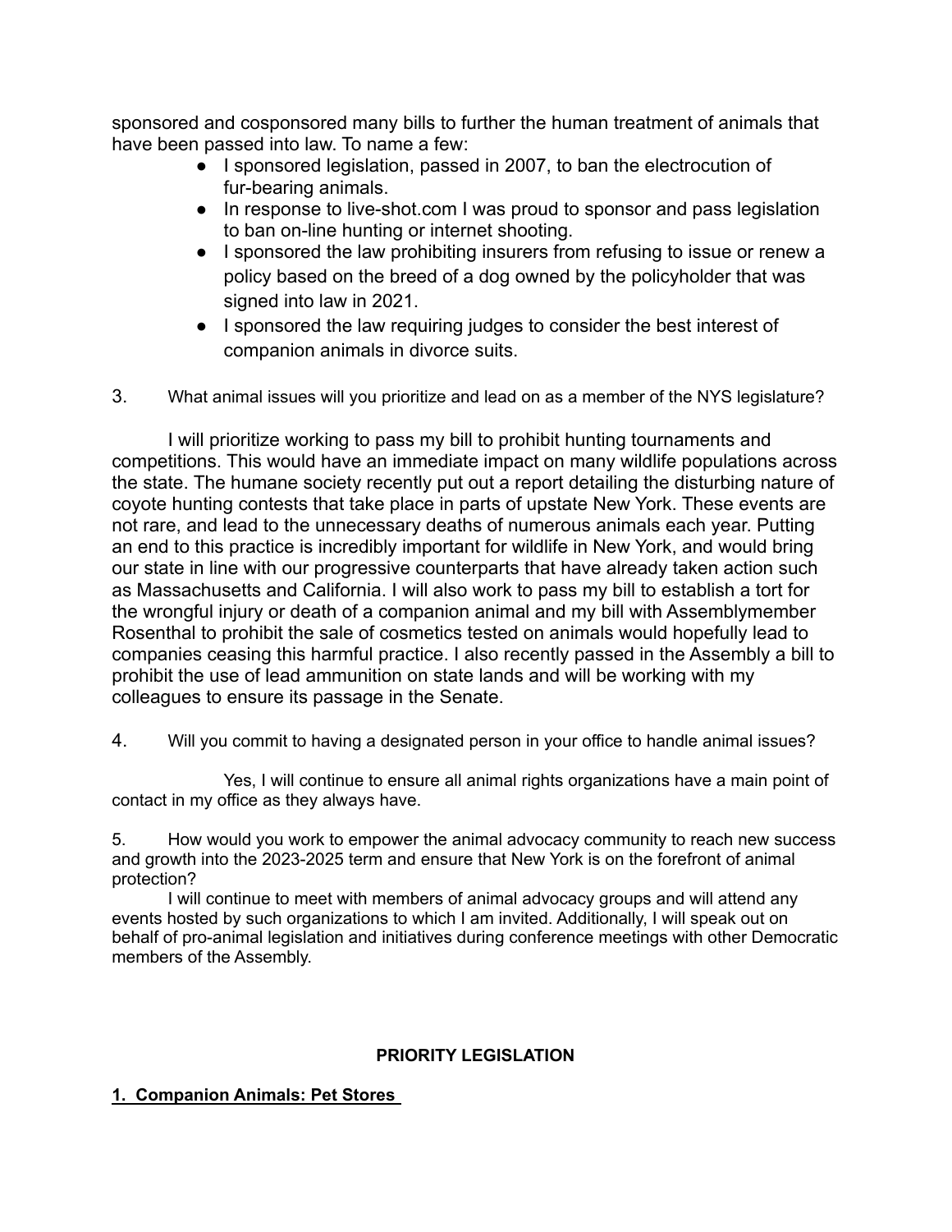sponsored and cosponsored many bills to further the human treatment of animals that have been passed into law. To name a few:

- I sponsored legislation, passed in 2007, to ban the electrocution of fur-bearing animals.
- In response to live-shot.com I was proud to sponsor and pass legislation to ban on-line hunting or internet shooting.
- I sponsored the law prohibiting insurers from refusing to issue or renew a policy based on the breed of a dog owned by the policyholder that was signed into law in 2021.
- I sponsored the law requiring judges to consider the best interest of companion animals in divorce suits.

3. What animal issues will you prioritize and lead on as a member of the NYS legislature?

I will prioritize working to pass my bill to prohibit hunting tournaments and competitions. This would have an immediate impact on many wildlife populations across the state. The humane society recently put out a report detailing the disturbing nature of coyote hunting contests that take place in parts of upstate New York. These events are not rare, and lead to the unnecessary deaths of numerous animals each year. Putting an end to this practice is incredibly important for wildlife in New York, and would bring our state in line with our progressive counterparts that have already taken action such as Massachusetts and California. I will also work to pass my bill to establish a tort for the wrongful injury or death of a companion animal and my bill with Assemblymember Rosenthal to prohibit the sale of cosmetics tested on animals would hopefully lead to companies ceasing this harmful practice. I also recently passed in the Assembly a bill to prohibit the use of lead ammunition on state lands and will be working with my colleagues to ensure its passage in the Senate.

4. Will you commit to having a designated person in your office to handle animal issues?

Yes, I will continue to ensure all animal rights organizations have a main point of contact in my office as they always have.

5. How would you work to empower the animal advocacy community to reach new success and growth into the 2023-2025 term and ensure that New York is on the forefront of animal protection?

I will continue to meet with members of animal advocacy groups and will attend any events hosted by such organizations to which I am invited. Additionally, I will speak out on behalf of pro-animal legislation and initiatives during conference meetings with other Democratic members of the Assembly.

## PRIORITY LEGISLATION

### 1. Companion Animals: Pet Stores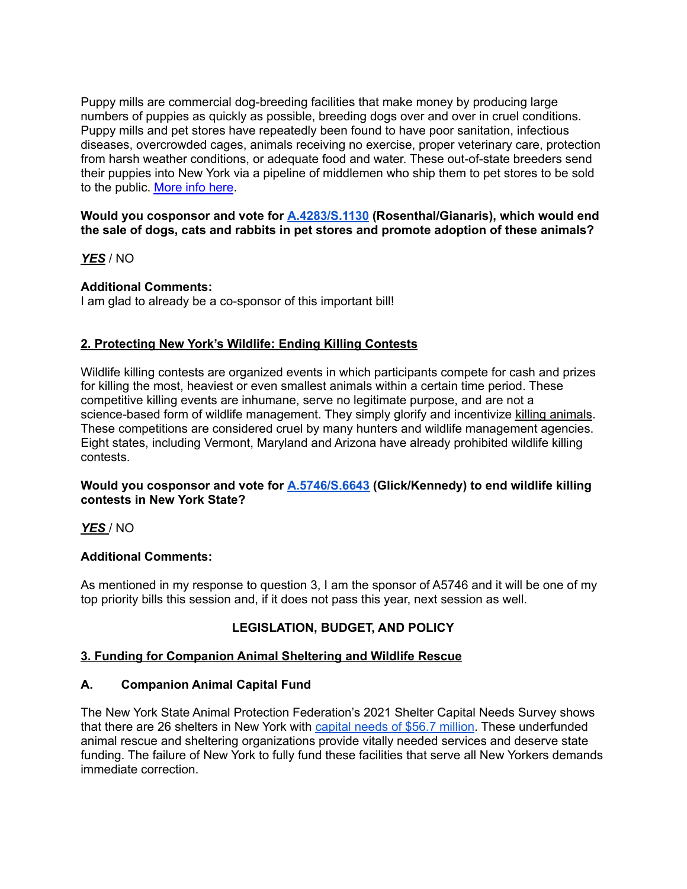Puppy mills are commercial dog-breeding facilities that make money by producing large numbers of puppies as quickly as possible, breeding dogs over and over in cruel conditions. Puppy mills and pet stores have repeatedly been found to have poor sanitation, infectious diseases, overcrowded cages, animals receiving no exercise, proper veterinary care, protection from harsh weather conditions, or adequate food and water. These out-of-state breeders send their puppies into New York via a pipeline of middlemen who ship them to pet stores to be sold to the public. More info here.

**Would you cosponsor and vote for A.4283/S.1130 (Rosenthal/Gianaris), which would end the sale of dogs, cats and rabbits in pet stores and promote adoption of these animals?**

***YES*** / NO

**Additional Comments:**
I am glad to already be a co-sponsor of this important bill!

## 2. Protecting New York's Wildlife: Ending Killing Contests

Wildlife killing contests are organized events in which participants compete for cash and prizes for killing the most, heaviest or even smallest animals within a certain time period. These competitive killing events are inhumane, serve no legitimate purpose, and are not a science-based form of wildlife management. They simply glorify and incentivize killing animals. These competitions are considered cruel by many hunters and wildlife management agencies. Eight states, including Vermont, Maryland and Arizona have already prohibited wildlife killing contests.

**Would you cosponsor and vote for A.5746/S.6643 (Glick/Kennedy) to end wildlife killing contests in New York State?**

***YES*** / NO

**Additional Comments:**

As mentioned in my response to question 3, I am the sponsor of A5746 and it will be one of my top priority bills this session and, if it does not pass this year, next session as well.

## LEGISLATION, BUDGET, AND POLICY

## 3. Funding for Companion Animal Sheltering and Wildlife Rescue

### A. Companion Animal Capital Fund

The New York State Animal Protection Federation's 2021 Shelter Capital Needs Survey shows that there are 26 shelters in New York with capital needs of $56.7 million. These underfunded animal rescue and sheltering organizations provide vitally needed services and deserve state funding. The failure of New York to fully fund these facilities that serve all New Yorkers demands immediate correction.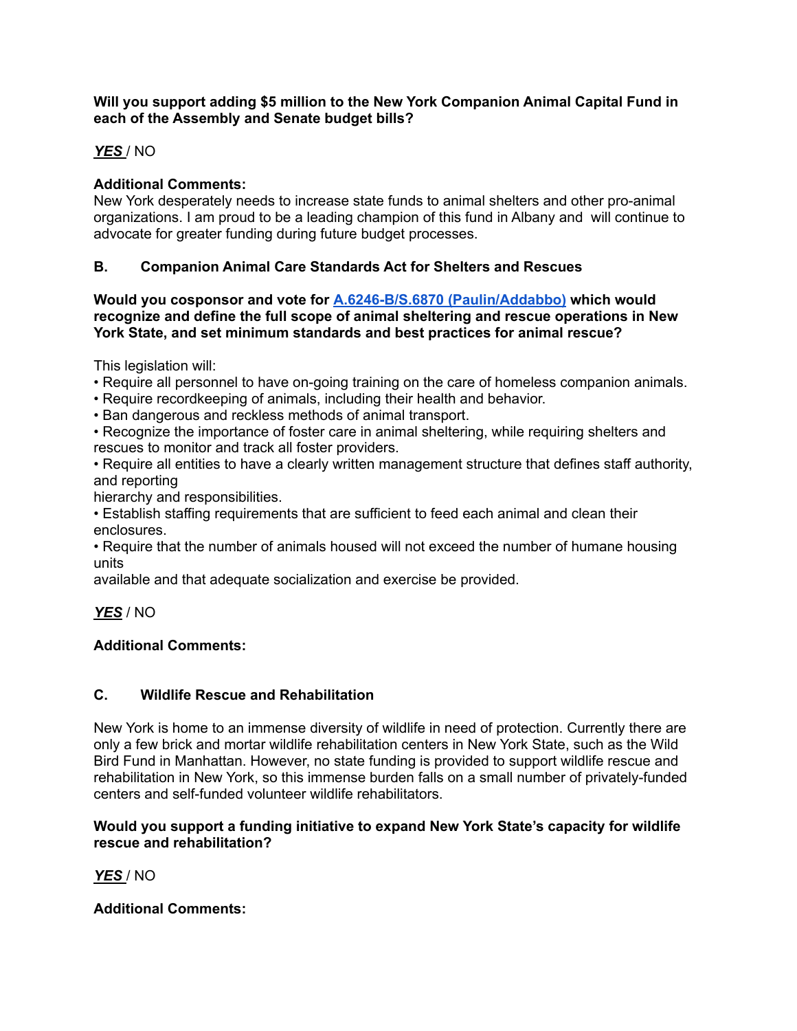**Will you support adding $5 million to the New York Companion Animal Capital Fund in each of the Assembly and Senate budget bills?**

***YES*** / NO

**Additional Comments:**
New York desperately needs to increase state funds to animal shelters and other pro-animal organizations. I am proud to be a leading champion of this fund in Albany and will continue to advocate for greater funding during future budget processes.

## B. Companion Animal Care Standards Act for Shelters and Rescues

**Would you cosponsor and vote for A.6246-B/S.6870 (Paulin/Addabbo) which would recognize and define the full scope of animal sheltering and rescue operations in New York State, and set minimum standards and best practices for animal rescue?**

This legislation will:

- Require all personnel to have on-going training on the care of homeless companion animals.
- Require recordkeeping of animals, including their health and behavior.
- Ban dangerous and reckless methods of animal transport.
- Recognize the importance of foster care in animal sheltering, while requiring shelters and rescues to monitor and track all foster providers.
- Require all entities to have a clearly written management structure that defines staff authority, and reporting hierarchy and responsibilities.
- Establish staffing requirements that are sufficient to feed each animal and clean their enclosures.
- Require that the number of animals housed will not exceed the number of humane housing units available and that adequate socialization and exercise be provided.

***YES*** / NO

**Additional Comments:**

## C. Wildlife Rescue and Rehabilitation

New York is home to an immense diversity of wildlife in need of protection. Currently there are only a few brick and mortar wildlife rehabilitation centers in New York State, such as the Wild Bird Fund in Manhattan. However, no state funding is provided to support wildlife rescue and rehabilitation in New York, so this immense burden falls on a small number of privately-funded centers and self-funded volunteer wildlife rehabilitators.

**Would you support a funding initiative to expand New York State's capacity for wildlife rescue and rehabilitation?**

***YES*** / NO

**Additional Comments:**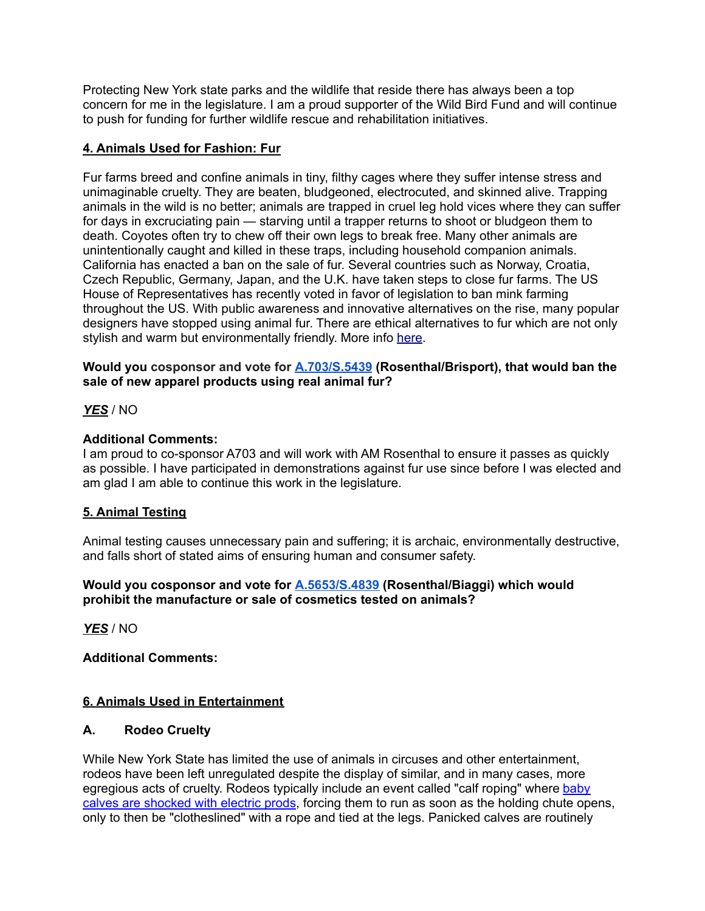Protecting New York state parks and the wildlife that reside there has always been a top concern for me in the legislature. I am a proud supporter of the Wild Bird Fund and will continue to push for funding for further wildlife rescue and rehabilitation initiatives.

## 4. Animals Used for Fashion: Fur

Fur farms breed and confine animals in tiny, filthy cages where they suffer intense stress and unimaginable cruelty. They are beaten, bludgeoned, electrocuted, and skinned alive. Trapping animals in the wild is no better; animals are trapped in cruel leg hold vices where they can suffer for days in excruciating pain — starving until a trapper returns to shoot or bludgeon them to death. Coyotes often try to chew off their own legs to break free. Many other animals are unintentionally caught and killed in these traps, including household companion animals. California has enacted a ban on the sale of fur. Several countries such as Norway, Croatia, Czech Republic, Germany, Japan, and the U.K. have taken steps to close fur farms. The US House of Representatives has recently voted in favor of legislation to ban mink farming throughout the US. With public awareness and innovative alternatives on the rise, many popular designers have stopped using animal fur. There are ethical alternatives to fur which are not only stylish and warm but environmentally friendly. More info here.

**Would you cosponsor and vote for A.703/S.5439 (Rosenthal/Brisport), that would ban the sale of new apparel products using real animal fur?**

***YES*** / NO

**Additional Comments:**
I am proud to co-sponsor A703 and will work with AM Rosenthal to ensure it passes as quickly as possible. I have participated in demonstrations against fur use since before I was elected and am glad I am able to continue this work in the legislature.

## 5. Animal Testing

Animal testing causes unnecessary pain and suffering; it is archaic, environmentally destructive, and falls short of stated aims of ensuring human and consumer safety.

**Would you cosponsor and vote for A.5653/S.4839 (Rosenthal/Biaggi) which would prohibit the manufacture or sale of cosmetics tested on animals?**

***YES*** / NO

**Additional Comments:**

## 6. Animals Used in Entertainment

### A. Rodeo Cruelty

While New York State has limited the use of animals in circuses and other entertainment, rodeos have been left unregulated despite the display of similar, and in many cases, more egregious acts of cruelty. Rodeos typically include an event called "calf roping" where baby calves are shocked with electric prods, forcing them to run as soon as the holding chute opens, only to then be "clotheslined" with a rope and tied at the legs. Panicked calves are routinely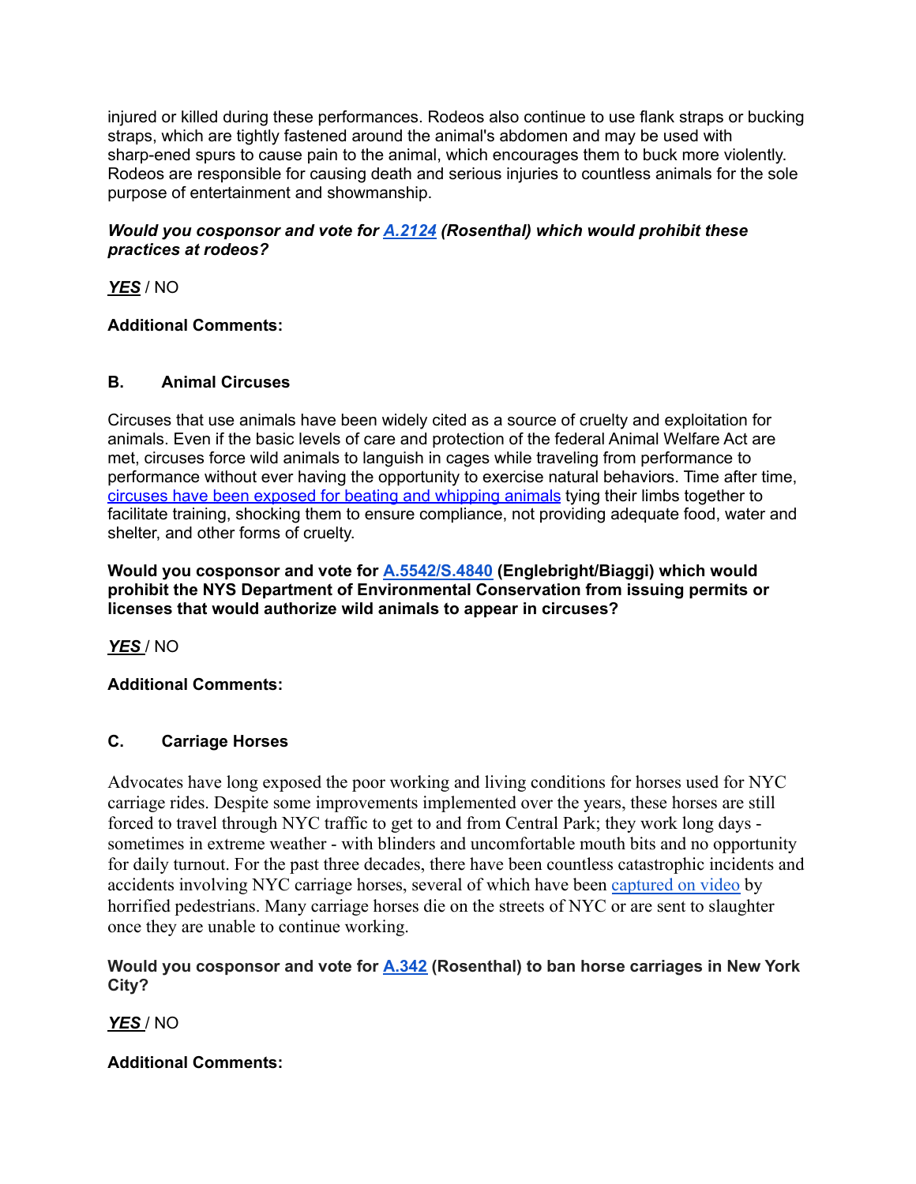injured or killed during these performances. Rodeos also continue to use flank straps or bucking straps, which are tightly fastened around the animal's abdomen and may be used with sharp-ened spurs to cause pain to the animal, which encourages them to buck more violently. Rodeos are responsible for causing death and serious injuries to countless animals for the sole purpose of entertainment and showmanship.

***Would you cosponsor and vote for A.2124 (Rosenthal) which would prohibit these practices at rodeos?***

***YES*** / NO

**Additional Comments:**

### B. Animal Circuses

Circuses that use animals have been widely cited as a source of cruelty and exploitation for animals. Even if the basic levels of care and protection of the federal Animal Welfare Act are met, circuses force wild animals to languish in cages while traveling from performance to performance without ever having the opportunity to exercise natural behaviors. Time after time, circuses have been exposed for beating and whipping animals tying their limbs together to facilitate training, shocking them to ensure compliance, not providing adequate food, water and shelter, and other forms of cruelty.

**Would you cosponsor and vote for A.5542/S.4840 (Englebright/Biaggi) which would prohibit the NYS Department of Environmental Conservation from issuing permits or licenses that would authorize wild animals to appear in circuses?**

***YES*** / NO

**Additional Comments:**

### C. Carriage Horses

Advocates have long exposed the poor working and living conditions for horses used for NYC carriage rides. Despite some improvements implemented over the years, these horses are still forced to travel through NYC traffic to get to and from Central Park; they work long days - sometimes in extreme weather - with blinders and uncomfortable mouth bits and no opportunity for daily turnout. For the past three decades, there have been countless catastrophic incidents and accidents involving NYC carriage horses, several of which have been captured on video by horrified pedestrians. Many carriage horses die on the streets of NYC or are sent to slaughter once they are unable to continue working.

**Would you cosponsor and vote for A.342 (Rosenthal) to ban horse carriages in New York City?**

***YES*** / NO

**Additional Comments:**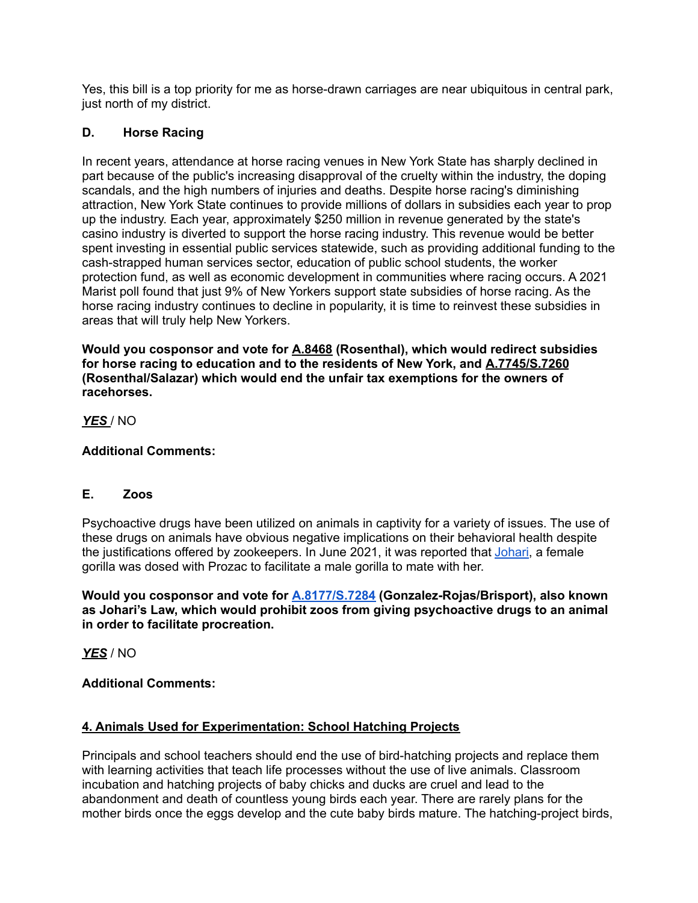Yes, this bill is a top priority for me as horse-drawn carriages are near ubiquitous in central park, just north of my district.

**D. Horse Racing**

In recent years, attendance at horse racing venues in New York State has sharply declined in part because of the public's increasing disapproval of the cruelty within the industry, the doping scandals, and the high numbers of injuries and deaths. Despite horse racing's diminishing attraction, New York State continues to provide millions of dollars in subsidies each year to prop up the industry. Each year, approximately $250 million in revenue generated by the state's casino industry is diverted to support the horse racing industry. This revenue would be better spent investing in essential public services statewide, such as providing additional funding to the cash-strapped human services sector, education of public school students, the worker protection fund, as well as economic development in communities where racing occurs. A 2021 Marist poll found that just 9% of New Yorkers support state subsidies of horse racing. As the horse racing industry continues to decline in popularity, it is time to reinvest these subsidies in areas that will truly help New Yorkers.

**Would you cosponsor and vote for A.8468 (Rosenthal), which would redirect subsidies for horse racing to education and to the residents of New York, and A.7745/S.7260 (Rosenthal/Salazar) which would end the unfair tax exemptions for the owners of racehorses.**

***YES*** / NO

**Additional Comments:**

**E. Zoos**

Psychoactive drugs have been utilized on animals in captivity for a variety of issues. The use of these drugs on animals have obvious negative implications on their behavioral health despite the justifications offered by zookeepers. In June 2021, it was reported that Johari, a female gorilla was dosed with Prozac to facilitate a male gorilla to mate with her.

**Would you cosponsor and vote for A.8177/S.7284 (Gonzalez-Rojas/Brisport), also known as Johari's Law, which would prohibit zoos from giving psychoactive drugs to an animal in order to facilitate procreation.**

***YES*** / NO

**Additional Comments:**

**4. Animals Used for Experimentation: School Hatching Projects**

Principals and school teachers should end the use of bird-hatching projects and replace them with learning activities that teach life processes without the use of live animals. Classroom incubation and hatching projects of baby chicks and ducks are cruel and lead to the abandonment and death of countless young birds each year. There are rarely plans for the mother birds once the eggs develop and the cute baby birds mature. The hatching-project birds,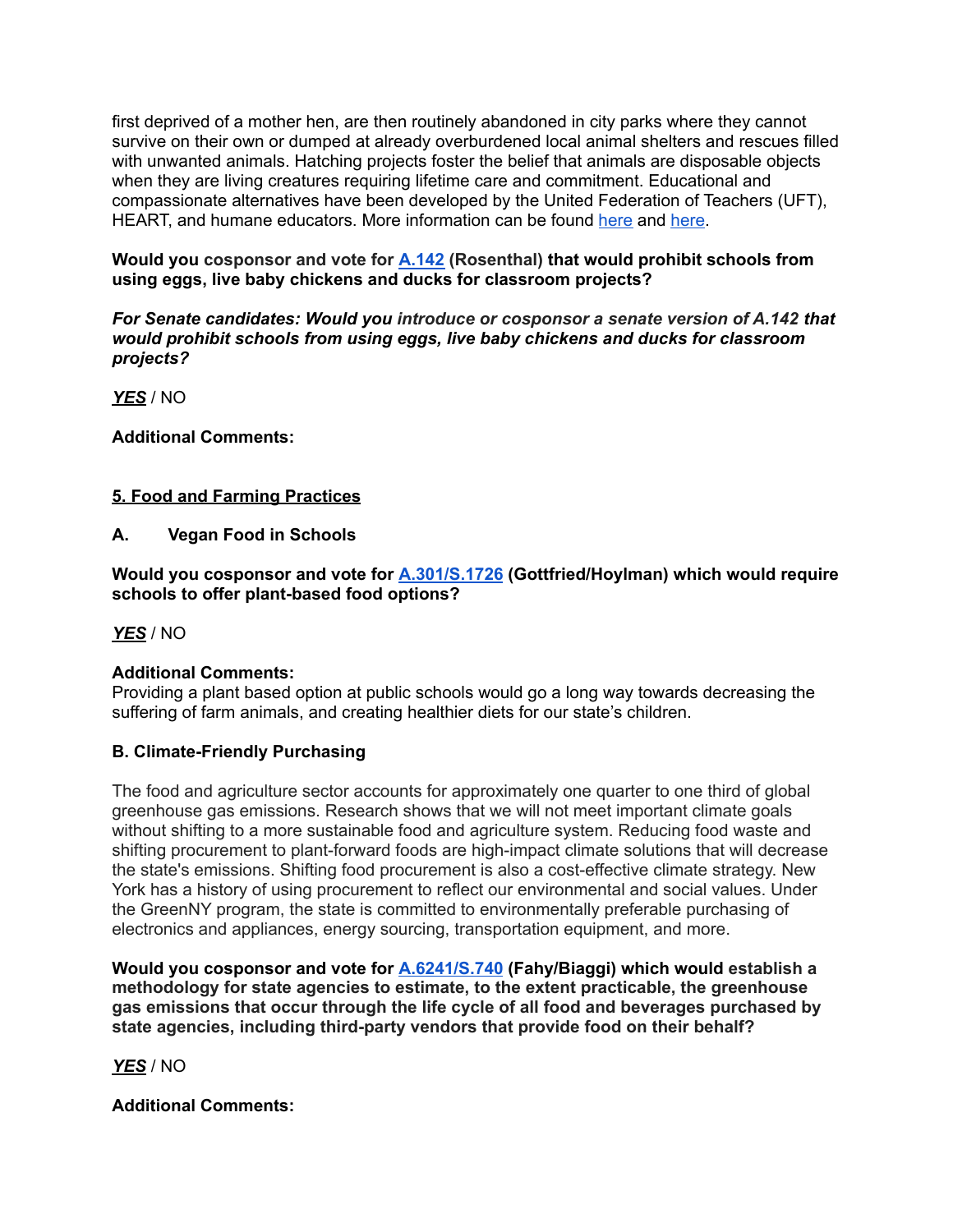first deprived of a mother hen, are then routinely abandoned in city parks where they cannot survive on their own or dumped at already overburdened local animal shelters and rescues filled with unwanted animals. Hatching projects foster the belief that animals are disposable objects when they are living creatures requiring lifetime care and commitment. Educational and compassionate alternatives have been developed by the United Federation of Teachers (UFT), HEART, and humane educators. More information can be found [here]() and [here]().

**Would you cosponsor and vote for [A.142]() (Rosenthal) that would prohibit schools from using eggs, live baby chickens and ducks for classroom projects?**

***For Senate candidates: Would you introduce or cosponsor a senate version of A.142 that would prohibit schools from using eggs, live baby chickens and ducks for classroom projects?***

***<u>YES</u>*** / NO

**Additional Comments:**

## <u>5. Food and Farming Practices</u>

### A. Vegan Food in Schools

**Would you cosponsor and vote for [A.301/S.1726]() (Gottfried/Hoylman) which would require schools to offer plant-based food options?**

***<u>YES</u>*** / NO

**Additional Comments:**
Providing a plant based option at public schools would go a long way towards decreasing the suffering of farm animals, and creating healthier diets for our state's children.

### B. Climate-Friendly Purchasing

The food and agriculture sector accounts for approximately one quarter to one third of global greenhouse gas emissions. Research shows that we will not meet important climate goals without shifting to a more sustainable food and agriculture system. Reducing food waste and shifting procurement to plant-forward foods are high-impact climate solutions that will decrease the state's emissions. Shifting food procurement is also a cost-effective climate strategy. New York has a history of using procurement to reflect our environmental and social values. Under the GreenNY program, the state is committed to environmentally preferable purchasing of electronics and appliances, energy sourcing, transportation equipment, and more.

**Would you cosponsor and vote for [A.6241/S.740]() (Fahy/Biaggi) which would establish a methodology for state agencies to estimate, to the extent practicable, the greenhouse gas emissions that occur through the life cycle of all food and beverages purchased by state agencies, including third-party vendors that provide food on their behalf?**

***<u>YES</u>*** / NO

**Additional Comments:**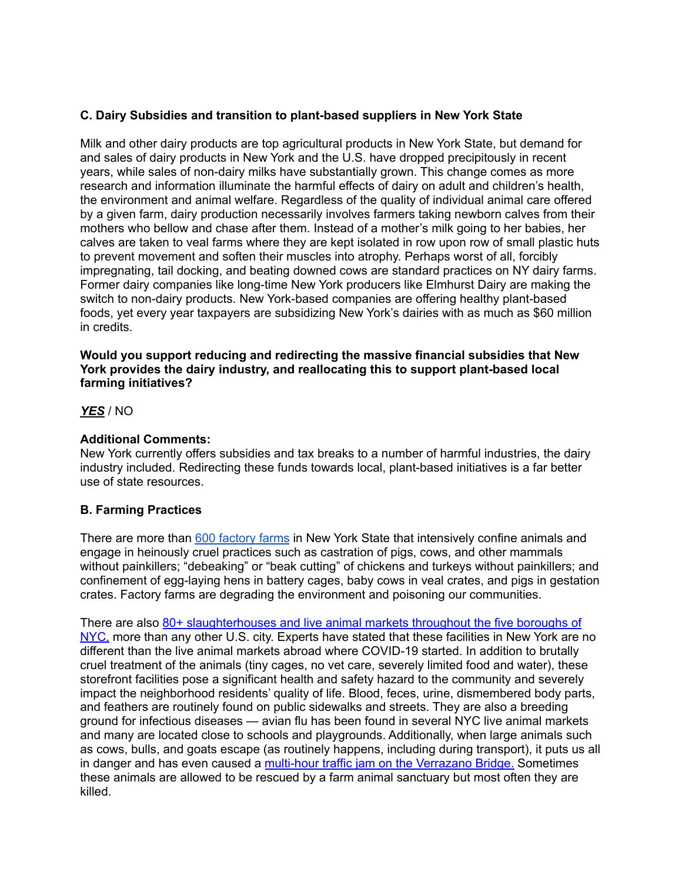### C. Dairy Subsidies and transition to plant-based suppliers in New York State

Milk and other dairy products are top agricultural products in New York State, but demand for and sales of dairy products in New York and the U.S. have dropped precipitously in recent years, while sales of non-dairy milks have substantially grown. This change comes as more research and information illuminate the harmful effects of dairy on adult and children's health, the environment and animal welfare. Regardless of the quality of individual animal care offered by a given farm, dairy production necessarily involves farmers taking newborn calves from their mothers who bellow and chase after them. Instead of a mother's milk going to her babies, her calves are taken to veal farms where they are kept isolated in row upon row of small plastic huts to prevent movement and soften their muscles into atrophy. Perhaps worst of all, forcibly impregnating, tail docking, and beating downed cows are standard practices on NY dairy farms. Former dairy companies like long-time New York producers like Elmhurst Dairy are making the switch to non-dairy products. New York-based companies are offering healthy plant-based foods, yet every year taxpayers are subsidizing New York's dairies with as much as $60 million in credits.

**Would you support reducing and redirecting the massive financial subsidies that New York provides the dairy industry, and reallocating this to support plant-based local farming initiatives?**

***<u>YES</u>*** / NO

**Additional Comments:**
New York currently offers subsidies and tax breaks to a number of harmful industries, the dairy industry included. Redirecting these funds towards local, plant-based initiatives is a far better use of state resources.

### B. Farming Practices

There are more than [600 factory farms](#) in New York State that intensively confine animals and engage in heinously cruel practices such as castration of pigs, cows, and other mammals without painkillers; "debeaking" or "beak cutting" of chickens and turkeys without painkillers; and confinement of egg-laying hens in battery cages, baby cows in veal crates, and pigs in gestation crates. Factory farms are degrading the environment and poisoning our communities.

There are also [80+ slaughterhouses and live animal markets throughout the five boroughs of NYC,](#) more than any other U.S. city. Experts have stated that these facilities in New York are no different than the live animal markets abroad where COVID-19 started. In addition to brutally cruel treatment of the animals (tiny cages, no vet care, severely limited food and water), these storefront facilities pose a significant health and safety hazard to the community and severely impact the neighborhood residents' quality of life. Blood, feces, urine, dismembered body parts, and feathers are routinely found on public sidewalks and streets. They are also a breeding ground for infectious diseases — avian flu has been found in several NYC live animal markets and many are located close to schools and playgrounds. Additionally, when large animals such as cows, bulls, and goats escape (as routinely happens, including during transport), it puts us all in danger and has even caused a [multi-hour traffic jam on the Verrazano Bridge.](#) Sometimes these animals are allowed to be rescued by a farm animal sanctuary but most often they are killed.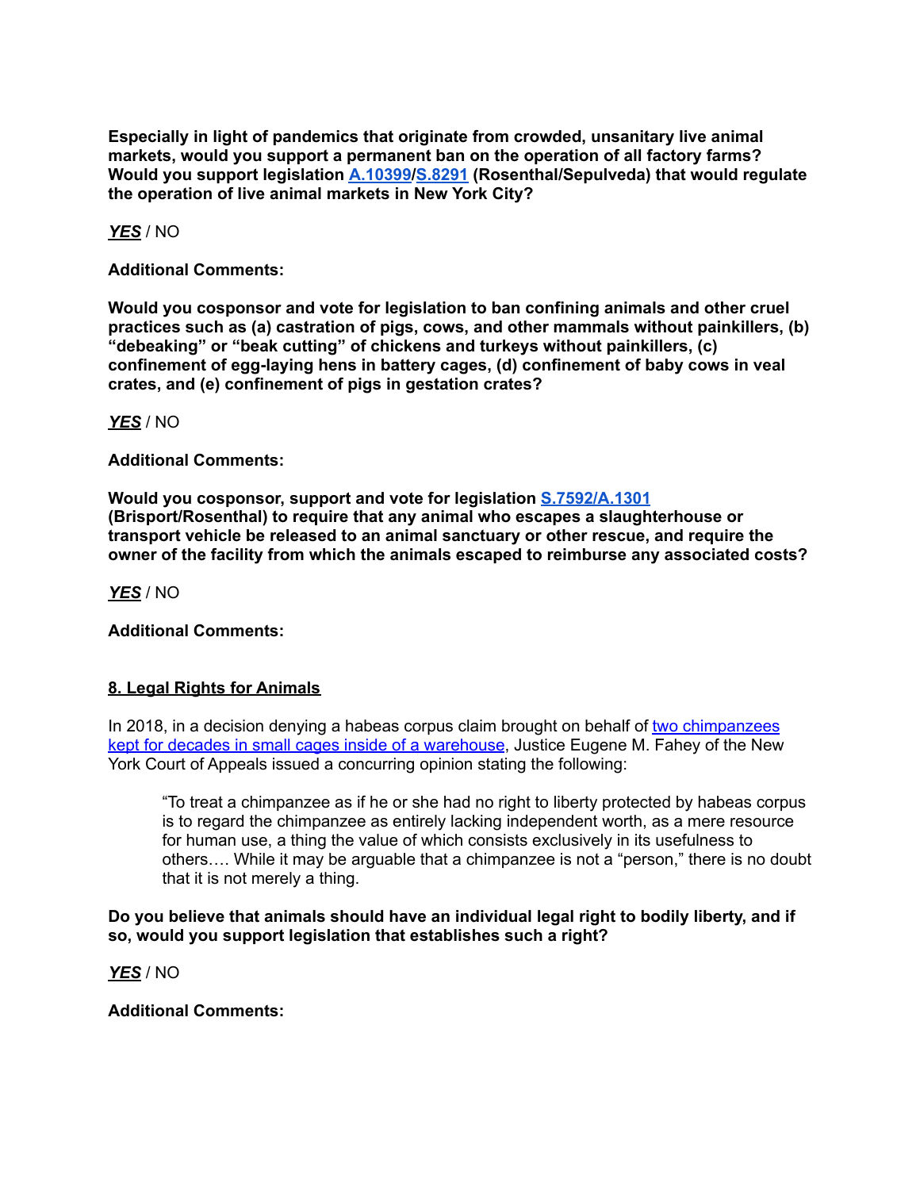**Especially in light of pandemics that originate from crowded, unsanitary live animal markets, would you support a permanent ban on the operation of all factory farms? Would you support legislation [A.10399](#)/[S.8291](#) (Rosenthal/Sepulveda) that would regulate the operation of live animal markets in New York City?**

***YES*** / NO

**Additional Comments:**

**Would you cosponsor and vote for legislation to ban confining animals and other cruel practices such as (a) castration of pigs, cows, and other mammals without painkillers, (b) "debeaking" or "beak cutting" of chickens and turkeys without painkillers, (c) confinement of egg-laying hens in battery cages, (d) confinement of baby cows in veal crates, and (e) confinement of pigs in gestation crates?**

***YES*** / NO

**Additional Comments:**

**Would you cosponsor, support and vote for legislation [S.7592/A.1301](#) (Brisport/Rosenthal) to require that any animal who escapes a slaughterhouse or transport vehicle be released to an animal sanctuary or other rescue, and require the owner of the facility from which the animals escaped to reimburse any associated costs?**

***YES*** / NO

**Additional Comments:**

## 8. Legal Rights for Animals

In 2018, in a decision denying a habeas corpus claim brought on behalf of [two chimpanzees kept for decades in small cages inside of a warehouse](#), Justice Eugene M. Fahey of the New York Court of Appeals issued a concurring opinion stating the following:

> "To treat a chimpanzee as if he or she had no right to liberty protected by habeas corpus is to regard the chimpanzee as entirely lacking independent worth, as a mere resource for human use, a thing the value of which consists exclusively in its usefulness to others…. While it may be arguable that a chimpanzee is not a "person," there is no doubt that it is not merely a thing.

**Do you believe that animals should have an individual legal right to bodily liberty, and if so, would you support legislation that establishes such a right?**

***YES*** / NO

**Additional Comments:**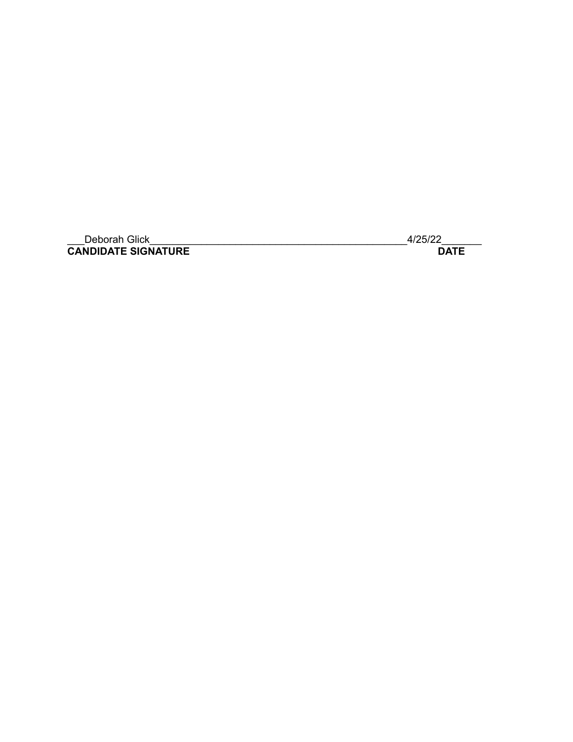___Deborah Glick_______________________________________________4/25/22_______

**CANDIDATE SIGNATURE** **DATE**